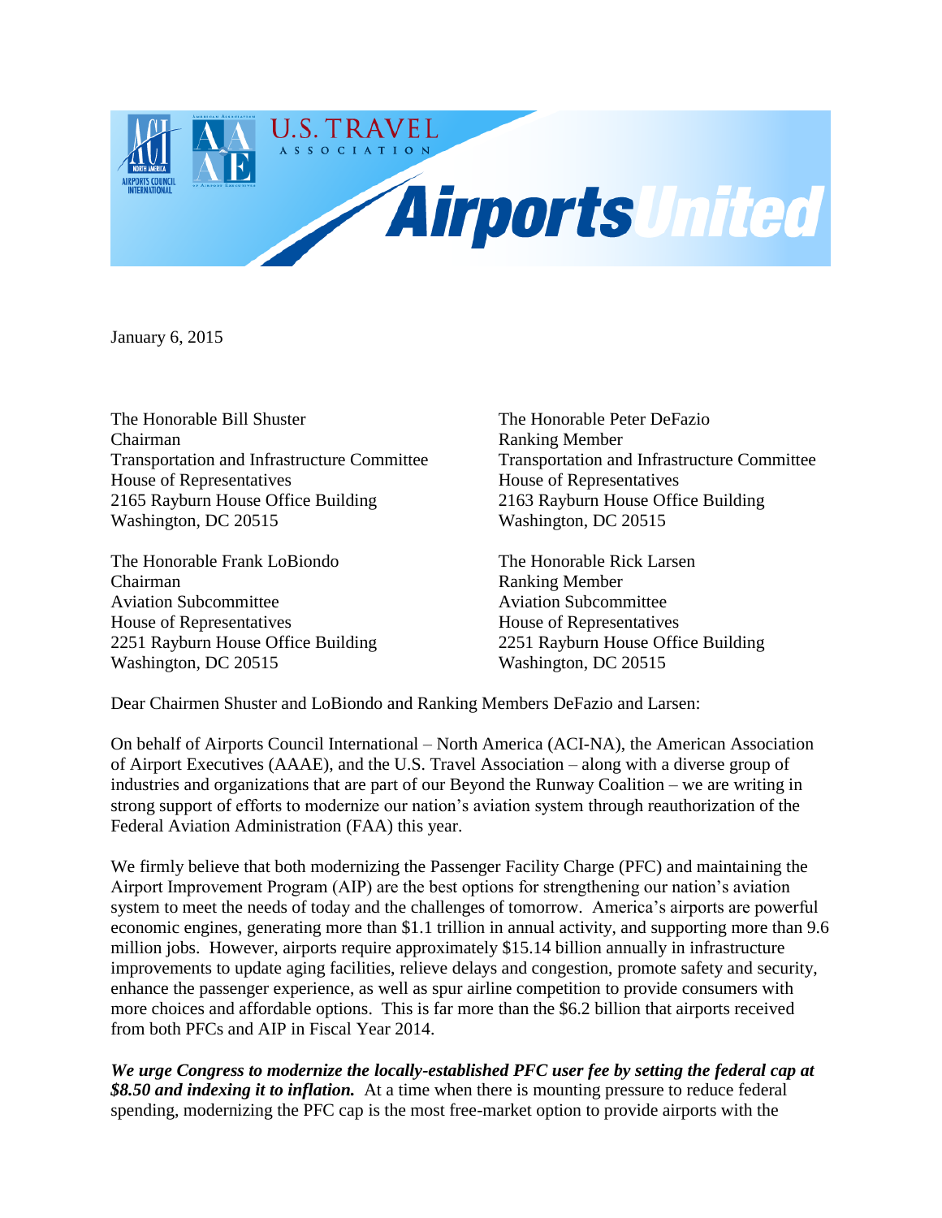January 6, 2015

The Honorable Bill Shuster
Chairman
Transportation and Infrastructure Committee
House of Representatives
2165 Rayburn House Office Building
Washington, DC 20515

The Honorable Peter DeFazio
Ranking Member
Transportation and Infrastructure Committee
House of Representatives
2163 Rayburn House Office Building
Washington, DC 20515

The Honorable Frank LoBiondo
Chairman
Aviation Subcommittee
House of Representatives
2251 Rayburn House Office Building
Washington, DC 20515

The Honorable Rick Larsen
Ranking Member
Aviation Subcommittee
House of Representatives
2251 Rayburn House Office Building
Washington, DC 20515

Dear Chairmen Shuster and LoBiondo and Ranking Members DeFazio and Larsen:

On behalf of Airports Council International – North America (ACI-NA), the American Association of Airport Executives (AAAE), and the U.S. Travel Association – along with a diverse group of industries and organizations that are part of our Beyond the Runway Coalition – we are writing in strong support of efforts to modernize our nation's aviation system through reauthorization of the Federal Aviation Administration (FAA) this year.

We firmly believe that both modernizing the Passenger Facility Charge (PFC) and maintaining the Airport Improvement Program (AIP) are the best options for strengthening our nation's aviation system to meet the needs of today and the challenges of tomorrow. America's airports are powerful economic engines, generating more than $1.1 trillion in annual activity, and supporting more than 9.6 million jobs. However, airports require approximately $15.14 billion annually in infrastructure improvements to update aging facilities, relieve delays and congestion, promote safety and security, enhance the passenger experience, as well as spur airline competition to provide consumers with more choices and affordable options. This is far more than the $6.2 billion that airports received from both PFCs and AIP in Fiscal Year 2014.

***We urge Congress to modernize the locally-established PFC user fee by setting the federal cap at $8.50 and indexing it to inflation.*** At a time when there is mounting pressure to reduce federal spending, modernizing the PFC cap is the most free-market option to provide airports with the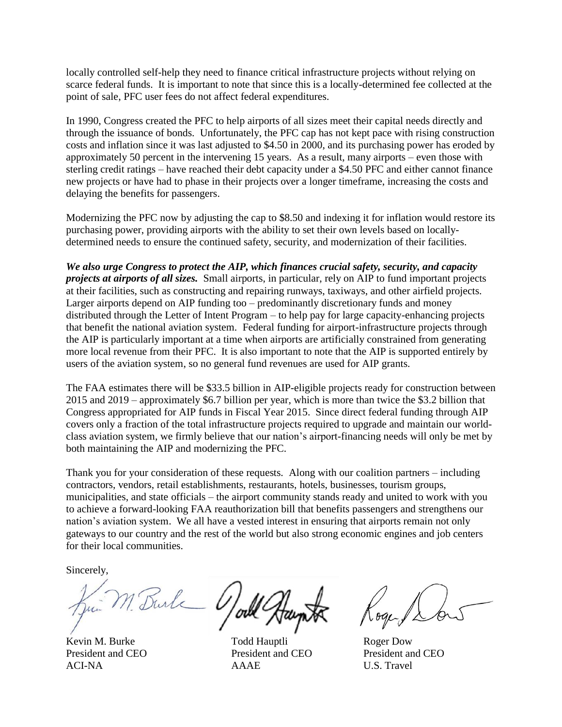locally controlled self-help they need to finance critical infrastructure projects without relying on scarce federal funds. It is important to note that since this is a locally-determined fee collected at the point of sale, PFC user fees do not affect federal expenditures.

In 1990, Congress created the PFC to help airports of all sizes meet their capital needs directly and through the issuance of bonds. Unfortunately, the PFC cap has not kept pace with rising construction costs and inflation since it was last adjusted to $4.50 in 2000, and its purchasing power has eroded by approximately 50 percent in the intervening 15 years. As a result, many airports – even those with sterling credit ratings – have reached their debt capacity under a $4.50 PFC and either cannot finance new projects or have had to phase in their projects over a longer timeframe, increasing the costs and delaying the benefits for passengers.

Modernizing the PFC now by adjusting the cap to $8.50 and indexing it for inflation would restore its purchasing power, providing airports with the ability to set their own levels based on locally-determined needs to ensure the continued safety, security, and modernization of their facilities.

***We also urge Congress to protect the AIP, which finances crucial safety, security, and capacity projects at airports of all sizes.*** Small airports, in particular, rely on AIP to fund important projects at their facilities, such as constructing and repairing runways, taxiways, and other airfield projects. Larger airports depend on AIP funding too – predominantly discretionary funds and money distributed through the Letter of Intent Program – to help pay for large capacity-enhancing projects that benefit the national aviation system. Federal funding for airport-infrastructure projects through the AIP is particularly important at a time when airports are artificially constrained from generating more local revenue from their PFC. It is also important to note that the AIP is supported entirely by users of the aviation system, so no general fund revenues are used for AIP grants.

The FAA estimates there will be $33.5 billion in AIP-eligible projects ready for construction between 2015 and 2019 – approximately $6.7 billion per year, which is more than twice the $3.2 billion that Congress appropriated for AIP funds in Fiscal Year 2015. Since direct federal funding through AIP covers only a fraction of the total infrastructure projects required to upgrade and maintain our world-class aviation system, we firmly believe that our nation's airport-financing needs will only be met by both maintaining the AIP and modernizing the PFC.

Thank you for your consideration of these requests. Along with our coalition partners – including contractors, vendors, retail establishments, restaurants, hotels, businesses, tourism groups, municipalities, and state officials – the airport community stands ready and united to work with you to achieve a forward-looking FAA reauthorization bill that benefits passengers and strengthens our nation's aviation system. We all have a vested interest in ensuring that airports remain not only gateways to our country and the rest of the world but also strong economic engines and job centers for their local communities.

Sincerely,

| | | |
|---|---|---|
| Kevin M. Burke | Todd Hauptli | Roger Dow |
| President and CEO | President and CEO | President and CEO |
| ACI-NA | AAAE | U.S. Travel |